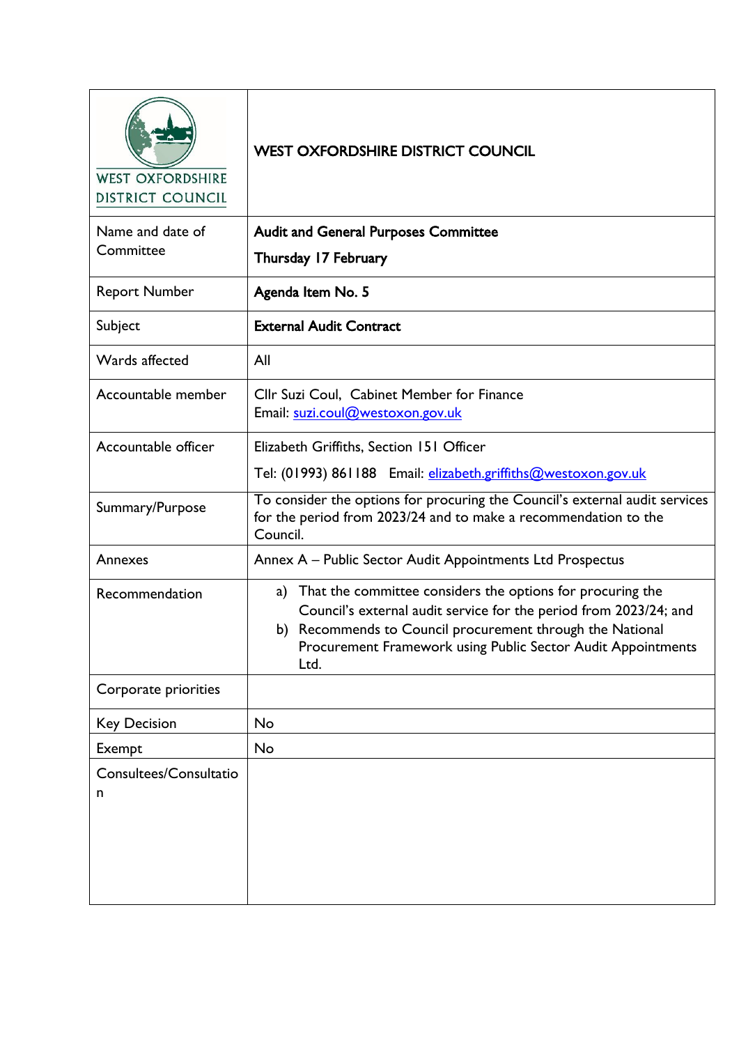| WEST OXFORDSHIRE DISTRICT COUNCIL | **WEST OXFORDSHIRE DISTRICT COUNCIL** |
|---|---|
| Name and date of Committee | **Audit and General Purposes Committee**<br>**Thursday 17 February** |
| Report Number | **Agenda Item No. 5** |
| Subject | **External Audit Contract** |
| Wards affected | All |
| Accountable member | Cllr Suzi Coul, Cabinet Member for Finance<br>Email: suzi.coul@westoxon.gov.uk |
| Accountable officer | Elizabeth Griffiths, Section 151 Officer<br>Tel: (01993) 861188 Email: elizabeth.griffiths@westoxon.gov.uk |
| Summary/Purpose | To consider the options for procuring the Council's external audit services for the period from 2023/24 and to make a recommendation to the Council. |
| Annexes | Annex A – Public Sector Audit Appointments Ltd Prospectus |
| Recommendation | a) That the committee considers the options for procuring the Council's external audit service for the period from 2023/24; and<br>b) Recommends to Council procurement through the National Procurement Framework using Public Sector Audit Appointments Ltd. |
| Corporate priorities | |
| Key Decision | No |
| Exempt | No |
| Consultees/Consultation | |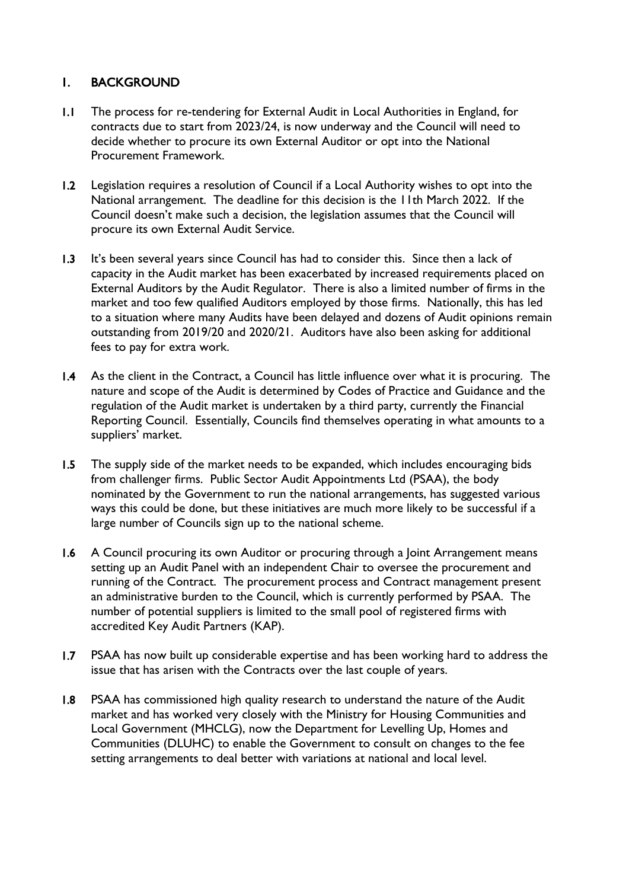## 1. BACKGROUND

1.1 The process for re-tendering for External Audit in Local Authorities in England, for contracts due to start from 2023/24, is now underway and the Council will need to decide whether to procure its own External Auditor or opt into the National Procurement Framework.

1.2 Legislation requires a resolution of Council if a Local Authority wishes to opt into the National arrangement. The deadline for this decision is the 11th March 2022. If the Council doesn't make such a decision, the legislation assumes that the Council will procure its own External Audit Service.

1.3 It's been several years since Council has had to consider this. Since then a lack of capacity in the Audit market has been exacerbated by increased requirements placed on External Auditors by the Audit Regulator. There is also a limited number of firms in the market and too few qualified Auditors employed by those firms. Nationally, this has led to a situation where many Audits have been delayed and dozens of Audit opinions remain outstanding from 2019/20 and 2020/21. Auditors have also been asking for additional fees to pay for extra work.

1.4 As the client in the Contract, a Council has little influence over what it is procuring. The nature and scope of the Audit is determined by Codes of Practice and Guidance and the regulation of the Audit market is undertaken by a third party, currently the Financial Reporting Council. Essentially, Councils find themselves operating in what amounts to a suppliers' market.

1.5 The supply side of the market needs to be expanded, which includes encouraging bids from challenger firms. Public Sector Audit Appointments Ltd (PSAA), the body nominated by the Government to run the national arrangements, has suggested various ways this could be done, but these initiatives are much more likely to be successful if a large number of Councils sign up to the national scheme.

1.6 A Council procuring its own Auditor or procuring through a Joint Arrangement means setting up an Audit Panel with an independent Chair to oversee the procurement and running of the Contract. The procurement process and Contract management present an administrative burden to the Council, which is currently performed by PSAA. The number of potential suppliers is limited to the small pool of registered firms with accredited Key Audit Partners (KAP).

1.7 PSAA has now built up considerable expertise and has been working hard to address the issue that has arisen with the Contracts over the last couple of years.

1.8 PSAA has commissioned high quality research to understand the nature of the Audit market and has worked very closely with the Ministry for Housing Communities and Local Government (MHCLG), now the Department for Levelling Up, Homes and Communities (DLUHC) to enable the Government to consult on changes to the fee setting arrangements to deal better with variations at national and local level.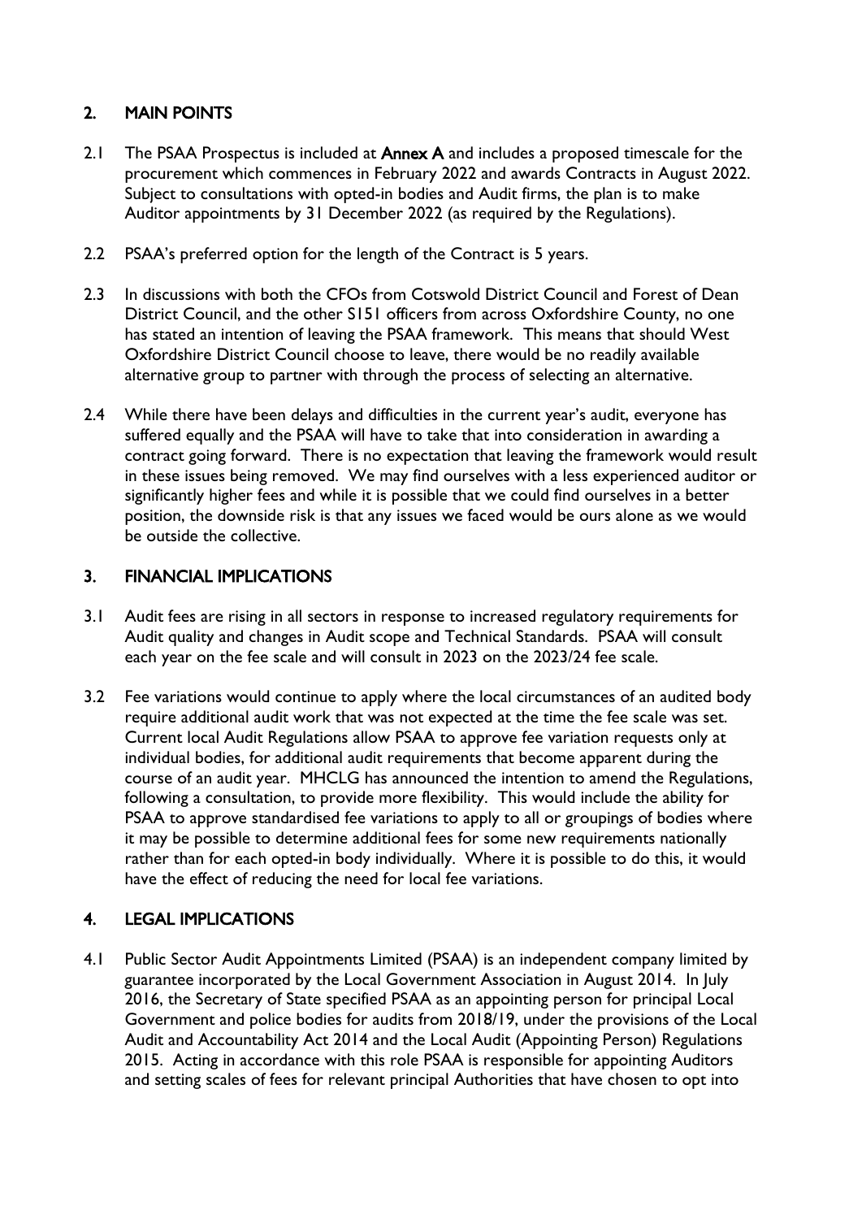## 2. MAIN POINTS

2.1 The PSAA Prospectus is included at **Annex A** and includes a proposed timescale for the procurement which commences in February 2022 and awards Contracts in August 2022. Subject to consultations with opted-in bodies and Audit firms, the plan is to make Auditor appointments by 31 December 2022 (as required by the Regulations).

2.2 PSAA's preferred option for the length of the Contract is 5 years.

2.3 In discussions with both the CFOs from Cotswold District Council and Forest of Dean District Council, and the other S151 officers from across Oxfordshire County, no one has stated an intention of leaving the PSAA framework. This means that should West Oxfordshire District Council choose to leave, there would be no readily available alternative group to partner with through the process of selecting an alternative.

2.4 While there have been delays and difficulties in the current year's audit, everyone has suffered equally and the PSAA will have to take that into consideration in awarding a contract going forward. There is no expectation that leaving the framework would result in these issues being removed. We may find ourselves with a less experienced auditor or significantly higher fees and while it is possible that we could find ourselves in a better position, the downside risk is that any issues we faced would be ours alone as we would be outside the collective.

## 3. FINANCIAL IMPLICATIONS

3.1 Audit fees are rising in all sectors in response to increased regulatory requirements for Audit quality and changes in Audit scope and Technical Standards. PSAA will consult each year on the fee scale and will consult in 2023 on the 2023/24 fee scale.

3.2 Fee variations would continue to apply where the local circumstances of an audited body require additional audit work that was not expected at the time the fee scale was set. Current local Audit Regulations allow PSAA to approve fee variation requests only at individual bodies, for additional audit requirements that become apparent during the course of an audit year. MHCLG has announced the intention to amend the Regulations, following a consultation, to provide more flexibility. This would include the ability for PSAA to approve standardised fee variations to apply to all or groupings of bodies where it may be possible to determine additional fees for some new requirements nationally rather than for each opted-in body individually. Where it is possible to do this, it would have the effect of reducing the need for local fee variations.

## 4. LEGAL IMPLICATIONS

4.1 Public Sector Audit Appointments Limited (PSAA) is an independent company limited by guarantee incorporated by the Local Government Association in August 2014. In July 2016, the Secretary of State specified PSAA as an appointing person for principal Local Government and police bodies for audits from 2018/19, under the provisions of the Local Audit and Accountability Act 2014 and the Local Audit (Appointing Person) Regulations 2015. Acting in accordance with this role PSAA is responsible for appointing Auditors and setting scales of fees for relevant principal Authorities that have chosen to opt into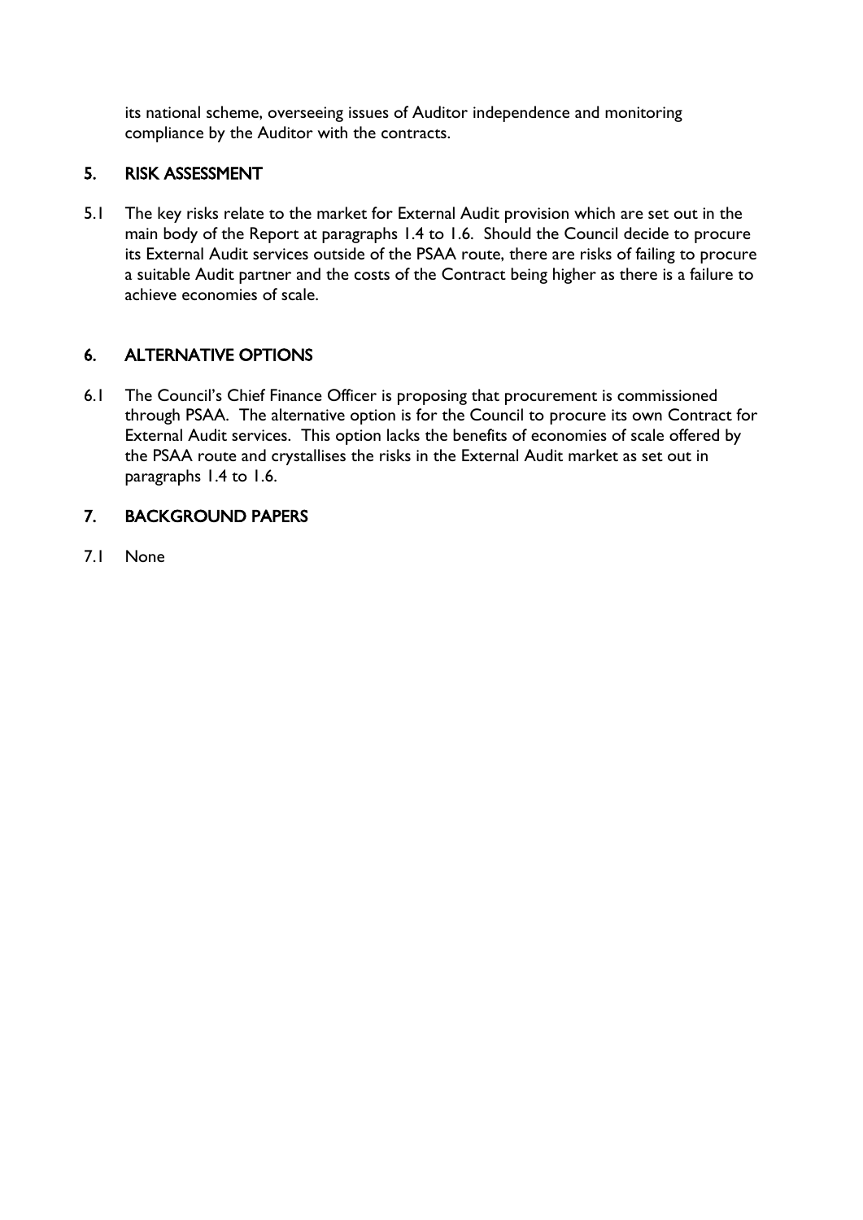its national scheme, overseeing issues of Auditor independence and monitoring compliance by the Auditor with the contracts.

## 5. RISK ASSESSMENT

5.1 The key risks relate to the market for External Audit provision which are set out in the main body of the Report at paragraphs 1.4 to 1.6. Should the Council decide to procure its External Audit services outside of the PSAA route, there are risks of failing to procure a suitable Audit partner and the costs of the Contract being higher as there is a failure to achieve economies of scale.

## 6. ALTERNATIVE OPTIONS

6.1 The Council's Chief Finance Officer is proposing that procurement is commissioned through PSAA. The alternative option is for the Council to procure its own Contract for External Audit services. This option lacks the benefits of economies of scale offered by the PSAA route and crystallises the risks in the External Audit market as set out in paragraphs 1.4 to 1.6.

## 7. BACKGROUND PAPERS

7.1 None